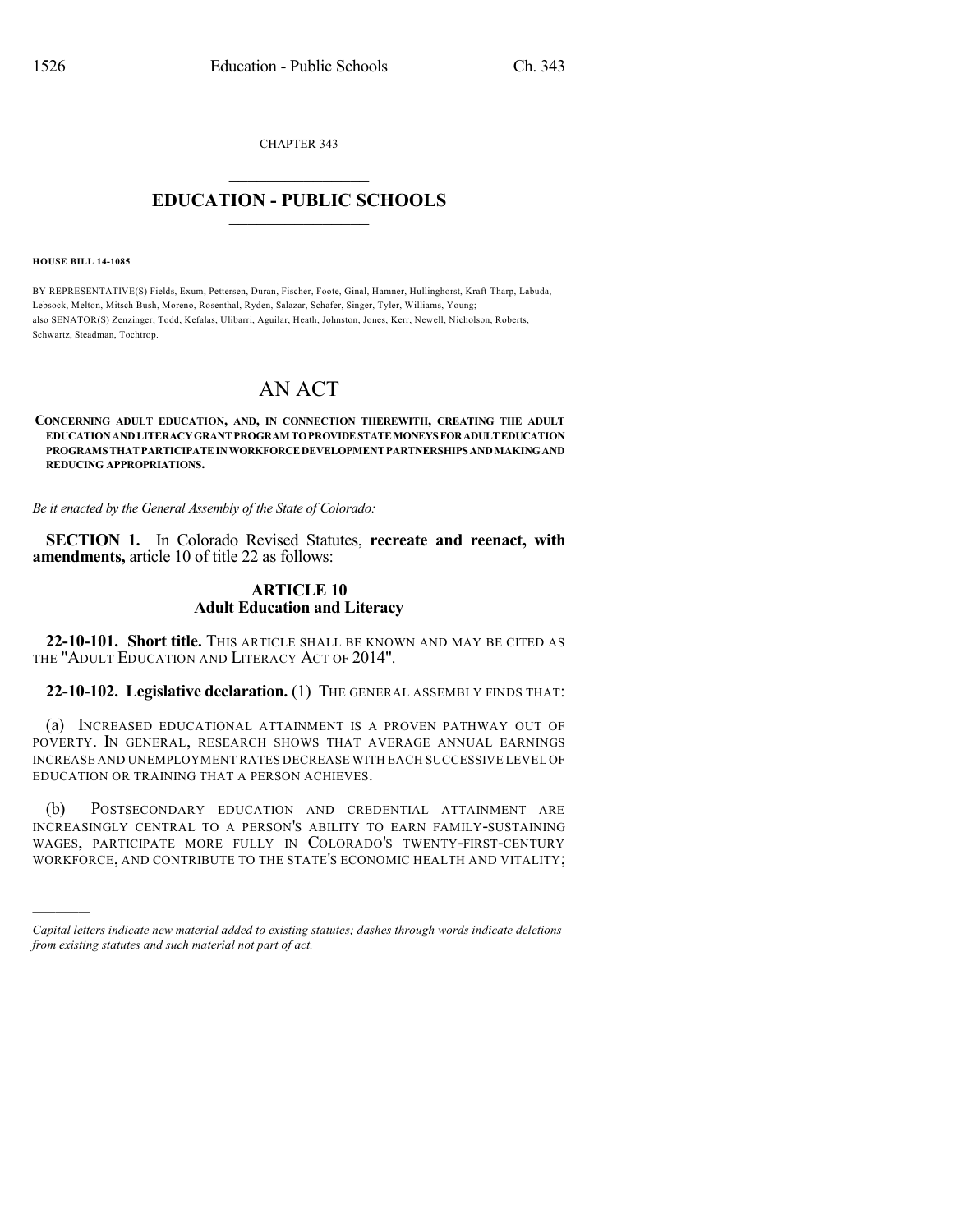CHAPTER 343

# EDUCATION - PUBLIC SCHOOLS

**HOUSE BILL 14-1085**

BY REPRESENTATIVE(S) Fields, Exum, Pettersen, Duran, Fischer, Foote, Ginal, Hamner, Hullinghorst, Kraft-Tharp, Labuda, Lebsock, Melton, Mitsch Bush, Moreno, Rosenthal, Ryden, Salazar, Schafer, Singer, Tyler, Williams, Young; also SENATOR(S) Zenzinger, Todd, Kefalas, Ulibarri, Aguilar, Heath, Johnston, Jones, Kerr, Newell, Nicholson, Roberts, Schwartz, Steadman, Tochtrop.

# AN ACT

**CONCERNING ADULT EDUCATION, AND, IN CONNECTION THEREWITH, CREATING THE ADULT EDUCATION AND LITERACY GRANT PROGRAM TO PROVIDE STATE MONEYS FOR ADULT EDUCATION PROGRAMS THAT PARTICIPATE IN WORKFORCE DEVELOPMENT PARTNERSHIPS AND MAKING AND REDUCING APPROPRIATIONS.**

*Be it enacted by the General Assembly of the State of Colorado:*

**SECTION 1.** In Colorado Revised Statutes, **recreate and reenact, with amendments,** article 10 of title 22 as follows:

## ARTICLE 10
## Adult Education and Literacy

**22-10-101. Short title.** THIS ARTICLE SHALL BE KNOWN AND MAY BE CITED AS THE "ADULT EDUCATION AND LITERACY ACT OF 2014".

**22-10-102. Legislative declaration.** (1) THE GENERAL ASSEMBLY FINDS THAT:

(a) INCREASED EDUCATIONAL ATTAINMENT IS A PROVEN PATHWAY OUT OF POVERTY. IN GENERAL, RESEARCH SHOWS THAT AVERAGE ANNUAL EARNINGS INCREASE AND UNEMPLOYMENT RATES DECREASE WITH EACH SUCCESSIVE LEVEL OF EDUCATION OR TRAINING THAT A PERSON ACHIEVES.

(b) POSTSECONDARY EDUCATION AND CREDENTIAL ATTAINMENT ARE INCREASINGLY CENTRAL TO A PERSON'S ABILITY TO EARN FAMILY-SUSTAINING WAGES, PARTICIPATE MORE FULLY IN COLORADO'S TWENTY-FIRST-CENTURY WORKFORCE, AND CONTRIBUTE TO THE STATE'S ECONOMIC HEALTH AND VITALITY;

---

*Capital letters indicate new material added to existing statutes; dashes through words indicate deletions from existing statutes and such material not part of act.*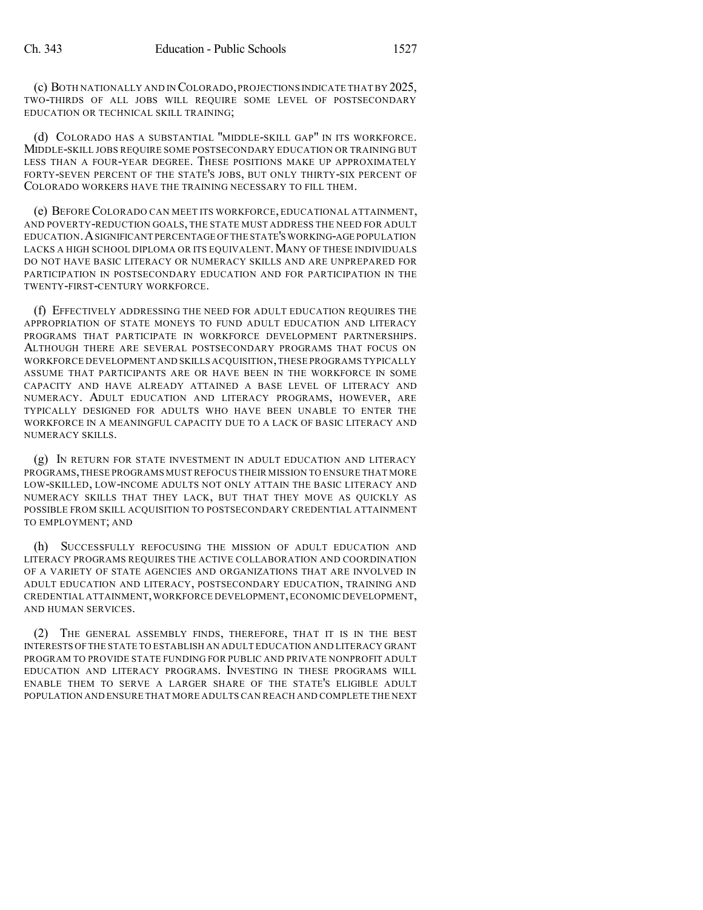(c) BOTH NATIONALLY AND IN COLORADO, PROJECTIONS INDICATE THAT BY 2025, TWO-THIRDS OF ALL JOBS WILL REQUIRE SOME LEVEL OF POSTSECONDARY EDUCATION OR TECHNICAL SKILL TRAINING;

(d) COLORADO HAS A SUBSTANTIAL "MIDDLE-SKILL GAP" IN ITS WORKFORCE. MIDDLE-SKILL JOBS REQUIRE SOME POSTSECONDARY EDUCATION OR TRAINING BUT LESS THAN A FOUR-YEAR DEGREE. THESE POSITIONS MAKE UP APPROXIMATELY FORTY-SEVEN PERCENT OF THE STATE'S JOBS, BUT ONLY THIRTY-SIX PERCENT OF COLORADO WORKERS HAVE THE TRAINING NECESSARY TO FILL THEM.

(e) BEFORE COLORADO CAN MEET ITS WORKFORCE, EDUCATIONAL ATTAINMENT, AND POVERTY-REDUCTION GOALS, THE STATE MUST ADDRESS THE NEED FOR ADULT EDUCATION. A SIGNIFICANT PERCENTAGE OF THE STATE'S WORKING-AGE POPULATION LACKS A HIGH SCHOOL DIPLOMA OR ITS EQUIVALENT. MANY OF THESE INDIVIDUALS DO NOT HAVE BASIC LITERACY OR NUMERACY SKILLS AND ARE UNPREPARED FOR PARTICIPATION IN POSTSECONDARY EDUCATION AND FOR PARTICIPATION IN THE TWENTY-FIRST-CENTURY WORKFORCE.

(f) EFFECTIVELY ADDRESSING THE NEED FOR ADULT EDUCATION REQUIRES THE APPROPRIATION OF STATE MONEYS TO FUND ADULT EDUCATION AND LITERACY PROGRAMS THAT PARTICIPATE IN WORKFORCE DEVELOPMENT PARTNERSHIPS. ALTHOUGH THERE ARE SEVERAL POSTSECONDARY PROGRAMS THAT FOCUS ON WORKFORCE DEVELOPMENT AND SKILLS ACQUISITION, THESE PROGRAMS TYPICALLY ASSUME THAT PARTICIPANTS ARE OR HAVE BEEN IN THE WORKFORCE IN SOME CAPACITY AND HAVE ALREADY ATTAINED A BASE LEVEL OF LITERACY AND NUMERACY. ADULT EDUCATION AND LITERACY PROGRAMS, HOWEVER, ARE TYPICALLY DESIGNED FOR ADULTS WHO HAVE BEEN UNABLE TO ENTER THE WORKFORCE IN A MEANINGFUL CAPACITY DUE TO A LACK OF BASIC LITERACY AND NUMERACY SKILLS.

(g) IN RETURN FOR STATE INVESTMENT IN ADULT EDUCATION AND LITERACY PROGRAMS, THESE PROGRAMS MUST REFOCUS THEIR MISSION TO ENSURE THAT MORE LOW-SKILLED, LOW-INCOME ADULTS NOT ONLY ATTAIN THE BASIC LITERACY AND NUMERACY SKILLS THAT THEY LACK, BUT THAT THEY MOVE AS QUICKLY AS POSSIBLE FROM SKILL ACQUISITION TO POSTSECONDARY CREDENTIAL ATTAINMENT TO EMPLOYMENT; AND

(h) SUCCESSFULLY REFOCUSING THE MISSION OF ADULT EDUCATION AND LITERACY PROGRAMS REQUIRES THE ACTIVE COLLABORATION AND COORDINATION OF A VARIETY OF STATE AGENCIES AND ORGANIZATIONS THAT ARE INVOLVED IN ADULT EDUCATION AND LITERACY, POSTSECONDARY EDUCATION, TRAINING AND CREDENTIAL ATTAINMENT, WORKFORCE DEVELOPMENT, ECONOMIC DEVELOPMENT, AND HUMAN SERVICES.

(2) THE GENERAL ASSEMBLY FINDS, THEREFORE, THAT IT IS IN THE BEST INTERESTS OF THE STATE TO ESTABLISH AN ADULT EDUCATION AND LITERACY GRANT PROGRAM TO PROVIDE STATE FUNDING FOR PUBLIC AND PRIVATE NONPROFIT ADULT EDUCATION AND LITERACY PROGRAMS. INVESTING IN THESE PROGRAMS WILL ENABLE THEM TO SERVE A LARGER SHARE OF THE STATE'S ELIGIBLE ADULT POPULATION AND ENSURE THAT MORE ADULTS CAN REACH AND COMPLETE THE NEXT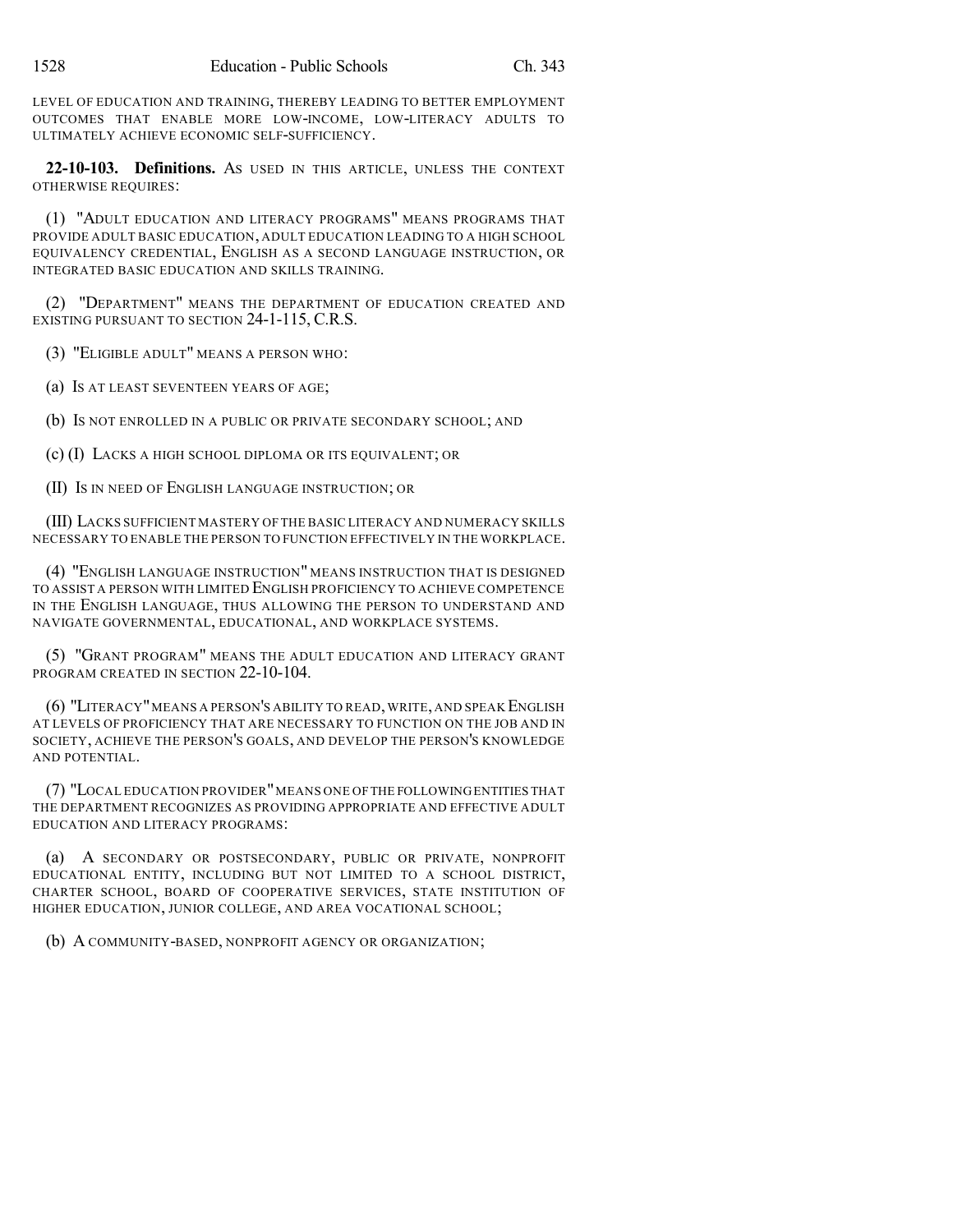LEVEL OF EDUCATION AND TRAINING, THEREBY LEADING TO BETTER EMPLOYMENT OUTCOMES THAT ENABLE MORE LOW-INCOME, LOW-LITERACY ADULTS TO ULTIMATELY ACHIEVE ECONOMIC SELF-SUFFICIENCY.

**22-10-103. Definitions.** AS USED IN THIS ARTICLE, UNLESS THE CONTEXT OTHERWISE REQUIRES:

(1) "ADULT EDUCATION AND LITERACY PROGRAMS" MEANS PROGRAMS THAT PROVIDE ADULT BASIC EDUCATION, ADULT EDUCATION LEADING TO A HIGH SCHOOL EQUIVALENCY CREDENTIAL, ENGLISH AS A SECOND LANGUAGE INSTRUCTION, OR INTEGRATED BASIC EDUCATION AND SKILLS TRAINING.

(2) "DEPARTMENT" MEANS THE DEPARTMENT OF EDUCATION CREATED AND EXISTING PURSUANT TO SECTION 24-1-115, C.R.S.

(3) "ELIGIBLE ADULT" MEANS A PERSON WHO:

(a) IS AT LEAST SEVENTEEN YEARS OF AGE;

(b) IS NOT ENROLLED IN A PUBLIC OR PRIVATE SECONDARY SCHOOL; AND

(c) (I) LACKS A HIGH SCHOOL DIPLOMA OR ITS EQUIVALENT; OR

(II) IS IN NEED OF ENGLISH LANGUAGE INSTRUCTION; OR

(III) LACKS SUFFICIENT MASTERY OF THE BASIC LITERACY AND NUMERACY SKILLS NECESSARY TO ENABLE THE PERSON TO FUNCTION EFFECTIVELY IN THE WORKPLACE.

(4) "ENGLISH LANGUAGE INSTRUCTION" MEANS INSTRUCTION THAT IS DESIGNED TO ASSIST A PERSON WITH LIMITED ENGLISH PROFICIENCY TO ACHIEVE COMPETENCE IN THE ENGLISH LANGUAGE, THUS ALLOWING THE PERSON TO UNDERSTAND AND NAVIGATE GOVERNMENTAL, EDUCATIONAL, AND WORKPLACE SYSTEMS.

(5) "GRANT PROGRAM" MEANS THE ADULT EDUCATION AND LITERACY GRANT PROGRAM CREATED IN SECTION 22-10-104.

(6) "LITERACY" MEANS A PERSON'S ABILITY TO READ, WRITE, AND SPEAK ENGLISH AT LEVELS OF PROFICIENCY THAT ARE NECESSARY TO FUNCTION ON THE JOB AND IN SOCIETY, ACHIEVE THE PERSON'S GOALS, AND DEVELOP THE PERSON'S KNOWLEDGE AND POTENTIAL.

(7) "LOCAL EDUCATION PROVIDER" MEANS ONE OF THE FOLLOWING ENTITIES THAT THE DEPARTMENT RECOGNIZES AS PROVIDING APPROPRIATE AND EFFECTIVE ADULT EDUCATION AND LITERACY PROGRAMS:

(a) A SECONDARY OR POSTSECONDARY, PUBLIC OR PRIVATE, NONPROFIT EDUCATIONAL ENTITY, INCLUDING BUT NOT LIMITED TO A SCHOOL DISTRICT, CHARTER SCHOOL, BOARD OF COOPERATIVE SERVICES, STATE INSTITUTION OF HIGHER EDUCATION, JUNIOR COLLEGE, AND AREA VOCATIONAL SCHOOL;

(b) A COMMUNITY-BASED, NONPROFIT AGENCY OR ORGANIZATION;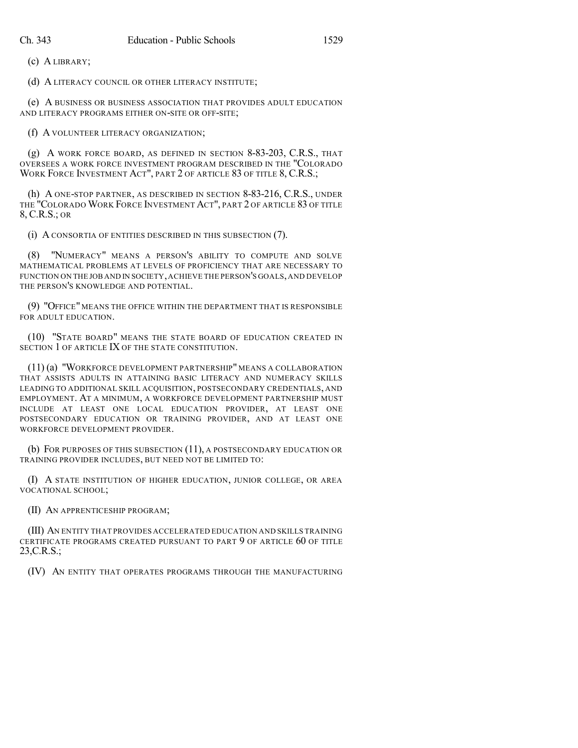(c) A LIBRARY;

(d) A LITERACY COUNCIL OR OTHER LITERACY INSTITUTE;

(e) A BUSINESS OR BUSINESS ASSOCIATION THAT PROVIDES ADULT EDUCATION AND LITERACY PROGRAMS EITHER ON-SITE OR OFF-SITE;

(f) A VOLUNTEER LITERACY ORGANIZATION;

(g) A WORK FORCE BOARD, AS DEFINED IN SECTION 8-83-203, C.R.S., THAT OVERSEES A WORK FORCE INVESTMENT PROGRAM DESCRIBED IN THE "COLORADO WORK FORCE INVESTMENT ACT", PART 2 OF ARTICLE 83 OF TITLE 8, C.R.S.;

(h) A ONE-STOP PARTNER, AS DESCRIBED IN SECTION 8-83-216, C.R.S., UNDER THE "COLORADO WORK FORCE INVESTMENT ACT", PART 2 OF ARTICLE 83 OF TITLE 8, C.R.S.; OR

(i) A CONSORTIA OF ENTITIES DESCRIBED IN THIS SUBSECTION (7).

(8) "NUMERACY" MEANS A PERSON'S ABILITY TO COMPUTE AND SOLVE MATHEMATICAL PROBLEMS AT LEVELS OF PROFICIENCY THAT ARE NECESSARY TO FUNCTION ON THE JOB AND IN SOCIETY, ACHIEVE THE PERSON'S GOALS, AND DEVELOP THE PERSON'S KNOWLEDGE AND POTENTIAL.

(9) "OFFICE" MEANS THE OFFICE WITHIN THE DEPARTMENT THAT IS RESPONSIBLE FOR ADULT EDUCATION.

(10) "STATE BOARD" MEANS THE STATE BOARD OF EDUCATION CREATED IN SECTION 1 OF ARTICLE IX OF THE STATE CONSTITUTION.

(11) (a) "WORKFORCE DEVELOPMENT PARTNERSHIP" MEANS A COLLABORATION THAT ASSISTS ADULTS IN ATTAINING BASIC LITERACY AND NUMERACY SKILLS LEADING TO ADDITIONAL SKILL ACQUISITION, POSTSECONDARY CREDENTIALS, AND EMPLOYMENT. AT A MINIMUM, A WORKFORCE DEVELOPMENT PARTNERSHIP MUST INCLUDE AT LEAST ONE LOCAL EDUCATION PROVIDER, AT LEAST ONE POSTSECONDARY EDUCATION OR TRAINING PROVIDER, AND AT LEAST ONE WORKFORCE DEVELOPMENT PROVIDER.

(b) FOR PURPOSES OF THIS SUBSECTION (11), A POSTSECONDARY EDUCATION OR TRAINING PROVIDER INCLUDES, BUT NEED NOT BE LIMITED TO:

(I) A STATE INSTITUTION OF HIGHER EDUCATION, JUNIOR COLLEGE, OR AREA VOCATIONAL SCHOOL;

(II) AN APPRENTICESHIP PROGRAM;

(III) AN ENTITY THAT PROVIDES ACCELERATED EDUCATION AND SKILLS TRAINING CERTIFICATE PROGRAMS CREATED PURSUANT TO PART 9 OF ARTICLE 60 OF TITLE 23,C.R.S.;

(IV) AN ENTITY THAT OPERATES PROGRAMS THROUGH THE MANUFACTURING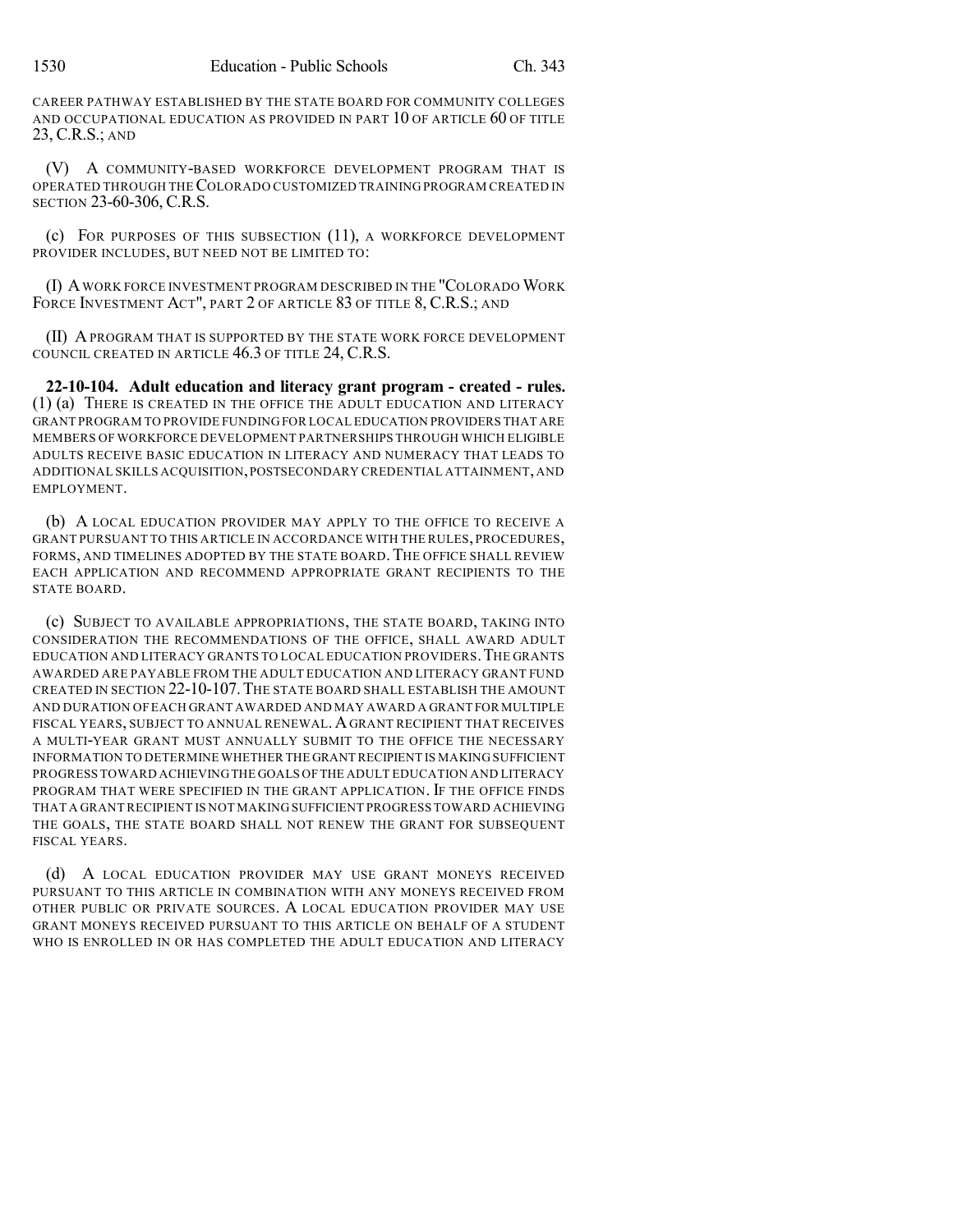CAREER PATHWAY ESTABLISHED BY THE STATE BOARD FOR COMMUNITY COLLEGES AND OCCUPATIONAL EDUCATION AS PROVIDED IN PART 10 OF ARTICLE 60 OF TITLE 23, C.R.S.; AND

(V) A COMMUNITY-BASED WORKFORCE DEVELOPMENT PROGRAM THAT IS OPERATED THROUGH THE COLORADO CUSTOMIZED TRAINING PROGRAM CREATED IN SECTION 23-60-306, C.R.S.

(c) FOR PURPOSES OF THIS SUBSECTION (11), A WORKFORCE DEVELOPMENT PROVIDER INCLUDES, BUT NEED NOT BE LIMITED TO:

(I) A WORK FORCE INVESTMENT PROGRAM DESCRIBED IN THE "COLORADO WORK FORCE INVESTMENT ACT", PART 2 OF ARTICLE 83 OF TITLE 8, C.R.S.; AND

(II) A PROGRAM THAT IS SUPPORTED BY THE STATE WORK FORCE DEVELOPMENT COUNCIL CREATED IN ARTICLE 46.3 OF TITLE 24, C.R.S.

**22-10-104. Adult education and literacy grant program - created - rules.** (1) (a) THERE IS CREATED IN THE OFFICE THE ADULT EDUCATION AND LITERACY GRANT PROGRAM TO PROVIDE FUNDING FOR LOCAL EDUCATION PROVIDERS THAT ARE MEMBERS OF WORKFORCE DEVELOPMENT PARTNERSHIPS THROUGH WHICH ELIGIBLE ADULTS RECEIVE BASIC EDUCATION IN LITERACY AND NUMERACY THAT LEADS TO ADDITIONAL SKILLS ACQUISITION, POSTSECONDARY CREDENTIAL ATTAINMENT, AND EMPLOYMENT.

(b) A LOCAL EDUCATION PROVIDER MAY APPLY TO THE OFFICE TO RECEIVE A GRANT PURSUANT TO THIS ARTICLE IN ACCORDANCE WITH THE RULES, PROCEDURES, FORMS, AND TIMELINES ADOPTED BY THE STATE BOARD. THE OFFICE SHALL REVIEW EACH APPLICATION AND RECOMMEND APPROPRIATE GRANT RECIPIENTS TO THE STATE BOARD.

(c) SUBJECT TO AVAILABLE APPROPRIATIONS, THE STATE BOARD, TAKING INTO CONSIDERATION THE RECOMMENDATIONS OF THE OFFICE, SHALL AWARD ADULT EDUCATION AND LITERACY GRANTS TO LOCAL EDUCATION PROVIDERS. THE GRANTS AWARDED ARE PAYABLE FROM THE ADULT EDUCATION AND LITERACY GRANT FUND CREATED IN SECTION 22-10-107. THE STATE BOARD SHALL ESTABLISH THE AMOUNT AND DURATION OF EACH GRANT AWARDED AND MAY AWARD A GRANT FOR MULTIPLE FISCAL YEARS, SUBJECT TO ANNUAL RENEWAL. A GRANT RECIPIENT THAT RECEIVES A MULTI-YEAR GRANT MUST ANNUALLY SUBMIT TO THE OFFICE THE NECESSARY INFORMATION TO DETERMINE WHETHER THE GRANT RECIPIENT IS MAKING SUFFICIENT PROGRESS TOWARD ACHIEVING THE GOALS OF THE ADULT EDUCATION AND LITERACY PROGRAM THAT WERE SPECIFIED IN THE GRANT APPLICATION. IF THE OFFICE FINDS THAT A GRANT RECIPIENT IS NOT MAKING SUFFICIENT PROGRESS TOWARD ACHIEVING THE GOALS, THE STATE BOARD SHALL NOT RENEW THE GRANT FOR SUBSEQUENT FISCAL YEARS.

(d) A LOCAL EDUCATION PROVIDER MAY USE GRANT MONEYS RECEIVED PURSUANT TO THIS ARTICLE IN COMBINATION WITH ANY MONEYS RECEIVED FROM OTHER PUBLIC OR PRIVATE SOURCES. A LOCAL EDUCATION PROVIDER MAY USE GRANT MONEYS RECEIVED PURSUANT TO THIS ARTICLE ON BEHALF OF A STUDENT WHO IS ENROLLED IN OR HAS COMPLETED THE ADULT EDUCATION AND LITERACY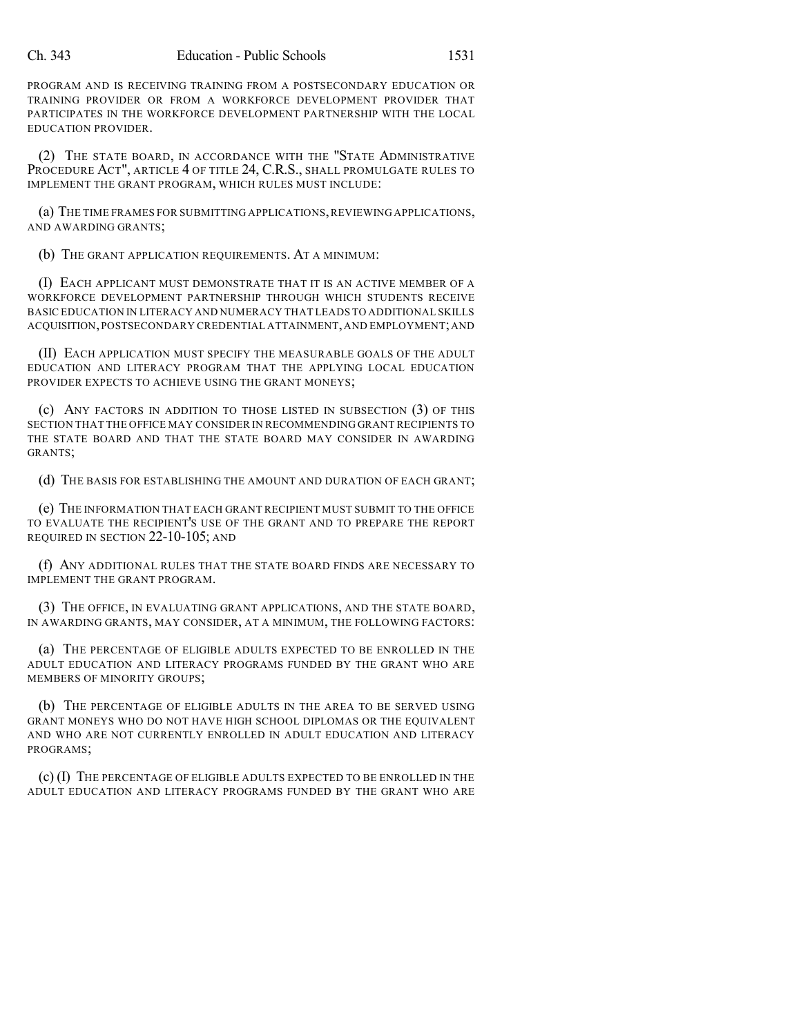PROGRAM AND IS RECEIVING TRAINING FROM A POSTSECONDARY EDUCATION OR TRAINING PROVIDER OR FROM A WORKFORCE DEVELOPMENT PROVIDER THAT PARTICIPATES IN THE WORKFORCE DEVELOPMENT PARTNERSHIP WITH THE LOCAL EDUCATION PROVIDER.

(2) THE STATE BOARD, IN ACCORDANCE WITH THE "STATE ADMINISTRATIVE PROCEDURE ACT", ARTICLE 4 OF TITLE 24, C.R.S., SHALL PROMULGATE RULES TO IMPLEMENT THE GRANT PROGRAM, WHICH RULES MUST INCLUDE:

(a) THE TIME FRAMES FOR SUBMITTING APPLICATIONS, REVIEWING APPLICATIONS, AND AWARDING GRANTS;

(b) THE GRANT APPLICATION REQUIREMENTS. AT A MINIMUM:

(I) EACH APPLICANT MUST DEMONSTRATE THAT IT IS AN ACTIVE MEMBER OF A WORKFORCE DEVELOPMENT PARTNERSHIP THROUGH WHICH STUDENTS RECEIVE BASIC EDUCATION IN LITERACY AND NUMERACY THAT LEADS TO ADDITIONAL SKILLS ACQUISITION, POSTSECONDARY CREDENTIAL ATTAINMENT, AND EMPLOYMENT; AND

(II) EACH APPLICATION MUST SPECIFY THE MEASURABLE GOALS OF THE ADULT EDUCATION AND LITERACY PROGRAM THAT THE APPLYING LOCAL EDUCATION PROVIDER EXPECTS TO ACHIEVE USING THE GRANT MONEYS;

(c) ANY FACTORS IN ADDITION TO THOSE LISTED IN SUBSECTION (3) OF THIS SECTION THAT THE OFFICE MAY CONSIDER IN RECOMMENDING GRANT RECIPIENTS TO THE STATE BOARD AND THAT THE STATE BOARD MAY CONSIDER IN AWARDING GRANTS;

(d) THE BASIS FOR ESTABLISHING THE AMOUNT AND DURATION OF EACH GRANT;

(e) THE INFORMATION THAT EACH GRANT RECIPIENT MUST SUBMIT TO THE OFFICE TO EVALUATE THE RECIPIENT'S USE OF THE GRANT AND TO PREPARE THE REPORT REQUIRED IN SECTION 22-10-105; AND

(f) ANY ADDITIONAL RULES THAT THE STATE BOARD FINDS ARE NECESSARY TO IMPLEMENT THE GRANT PROGRAM.

(3) THE OFFICE, IN EVALUATING GRANT APPLICATIONS, AND THE STATE BOARD, IN AWARDING GRANTS, MAY CONSIDER, AT A MINIMUM, THE FOLLOWING FACTORS:

(a) THE PERCENTAGE OF ELIGIBLE ADULTS EXPECTED TO BE ENROLLED IN THE ADULT EDUCATION AND LITERACY PROGRAMS FUNDED BY THE GRANT WHO ARE MEMBERS OF MINORITY GROUPS;

(b) THE PERCENTAGE OF ELIGIBLE ADULTS IN THE AREA TO BE SERVED USING GRANT MONEYS WHO DO NOT HAVE HIGH SCHOOL DIPLOMAS OR THE EQUIVALENT AND WHO ARE NOT CURRENTLY ENROLLED IN ADULT EDUCATION AND LITERACY PROGRAMS;

(c) (I) THE PERCENTAGE OF ELIGIBLE ADULTS EXPECTED TO BE ENROLLED IN THE ADULT EDUCATION AND LITERACY PROGRAMS FUNDED BY THE GRANT WHO ARE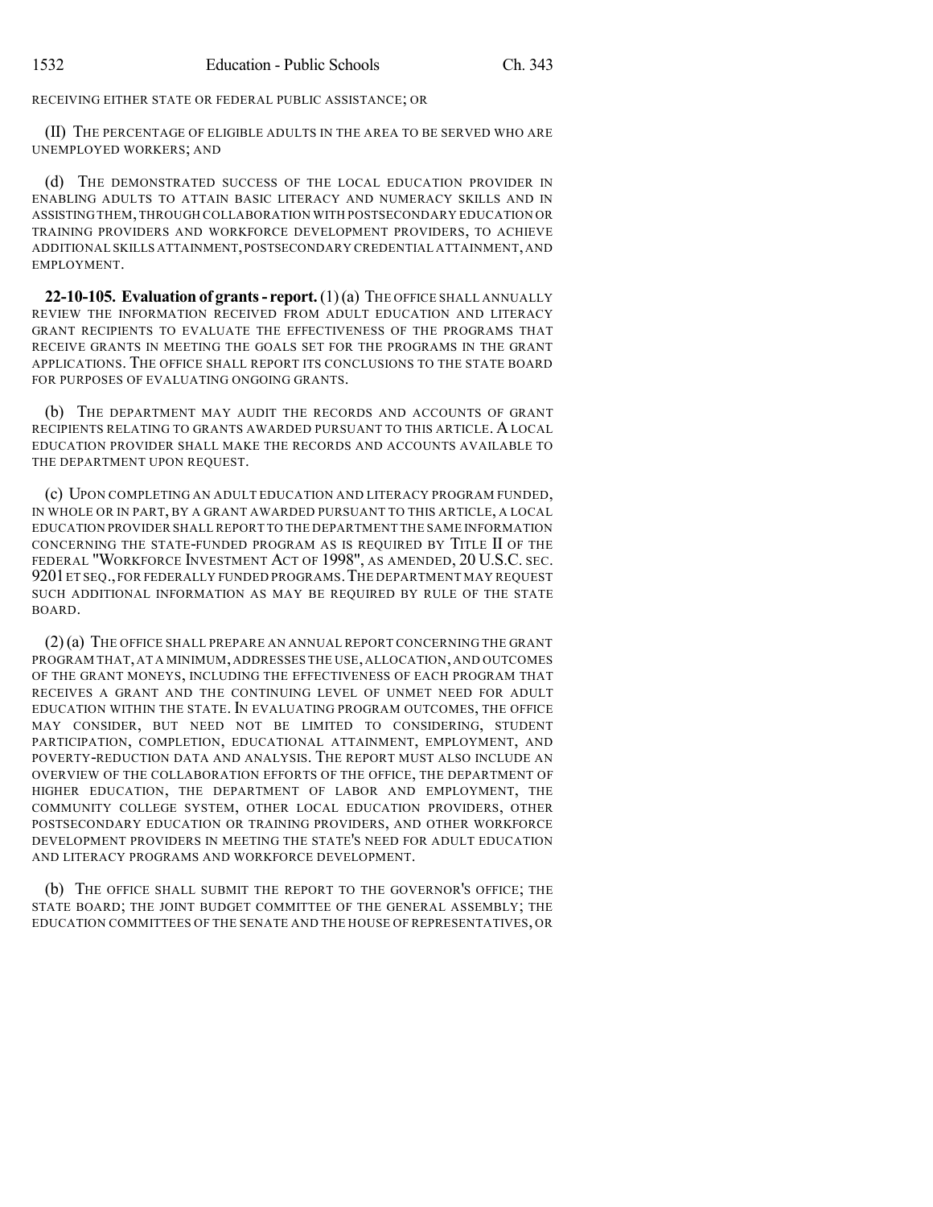RECEIVING EITHER STATE OR FEDERAL PUBLIC ASSISTANCE; OR

(II) THE PERCENTAGE OF ELIGIBLE ADULTS IN THE AREA TO BE SERVED WHO ARE UNEMPLOYED WORKERS; AND

(d) THE DEMONSTRATED SUCCESS OF THE LOCAL EDUCATION PROVIDER IN ENABLING ADULTS TO ATTAIN BASIC LITERACY AND NUMERACY SKILLS AND IN ASSISTING THEM, THROUGH COLLABORATION WITH POSTSECONDARY EDUCATION OR TRAINING PROVIDERS AND WORKFORCE DEVELOPMENT PROVIDERS, TO ACHIEVE ADDITIONAL SKILLS ATTAINMENT, POSTSECONDARY CREDENTIAL ATTAINMENT, AND EMPLOYMENT.

**22-10-105. Evaluation of grants - report.** (1) (a) THE OFFICE SHALL ANNUALLY REVIEW THE INFORMATION RECEIVED FROM ADULT EDUCATION AND LITERACY GRANT RECIPIENTS TO EVALUATE THE EFFECTIVENESS OF THE PROGRAMS THAT RECEIVE GRANTS IN MEETING THE GOALS SET FOR THE PROGRAMS IN THE GRANT APPLICATIONS. THE OFFICE SHALL REPORT ITS CONCLUSIONS TO THE STATE BOARD FOR PURPOSES OF EVALUATING ONGOING GRANTS.

(b) THE DEPARTMENT MAY AUDIT THE RECORDS AND ACCOUNTS OF GRANT RECIPIENTS RELATING TO GRANTS AWARDED PURSUANT TO THIS ARTICLE. A LOCAL EDUCATION PROVIDER SHALL MAKE THE RECORDS AND ACCOUNTS AVAILABLE TO THE DEPARTMENT UPON REQUEST.

(c) UPON COMPLETING AN ADULT EDUCATION AND LITERACY PROGRAM FUNDED, IN WHOLE OR IN PART, BY A GRANT AWARDED PURSUANT TO THIS ARTICLE, A LOCAL EDUCATION PROVIDER SHALL REPORT TO THE DEPARTMENT THE SAME INFORMATION CONCERNING THE STATE-FUNDED PROGRAM AS IS REQUIRED BY TITLE II OF THE FEDERAL "WORKFORCE INVESTMENT ACT OF 1998", AS AMENDED, 20 U.S.C. SEC. 9201 ET SEQ., FOR FEDERALLY FUNDED PROGRAMS. THE DEPARTMENT MAY REQUEST SUCH ADDITIONAL INFORMATION AS MAY BE REQUIRED BY RULE OF THE STATE BOARD.

(2) (a) THE OFFICE SHALL PREPARE AN ANNUAL REPORT CONCERNING THE GRANT PROGRAM THAT, AT A MINIMUM, ADDRESSES THE USE, ALLOCATION, AND OUTCOMES OF THE GRANT MONEYS, INCLUDING THE EFFECTIVENESS OF EACH PROGRAM THAT RECEIVES A GRANT AND THE CONTINUING LEVEL OF UNMET NEED FOR ADULT EDUCATION WITHIN THE STATE. IN EVALUATING PROGRAM OUTCOMES, THE OFFICE MAY CONSIDER, BUT NEED NOT BE LIMITED TO CONSIDERING, STUDENT PARTICIPATION, COMPLETION, EDUCATIONAL ATTAINMENT, EMPLOYMENT, AND POVERTY-REDUCTION DATA AND ANALYSIS. THE REPORT MUST ALSO INCLUDE AN OVERVIEW OF THE COLLABORATION EFFORTS OF THE OFFICE, THE DEPARTMENT OF HIGHER EDUCATION, THE DEPARTMENT OF LABOR AND EMPLOYMENT, THE COMMUNITY COLLEGE SYSTEM, OTHER LOCAL EDUCATION PROVIDERS, OTHER POSTSECONDARY EDUCATION OR TRAINING PROVIDERS, AND OTHER WORKFORCE DEVELOPMENT PROVIDERS IN MEETING THE STATE'S NEED FOR ADULT EDUCATION AND LITERACY PROGRAMS AND WORKFORCE DEVELOPMENT.

(b) THE OFFICE SHALL SUBMIT THE REPORT TO THE GOVERNOR'S OFFICE; THE STATE BOARD; THE JOINT BUDGET COMMITTEE OF THE GENERAL ASSEMBLY; THE EDUCATION COMMITTEES OF THE SENATE AND THE HOUSE OF REPRESENTATIVES, OR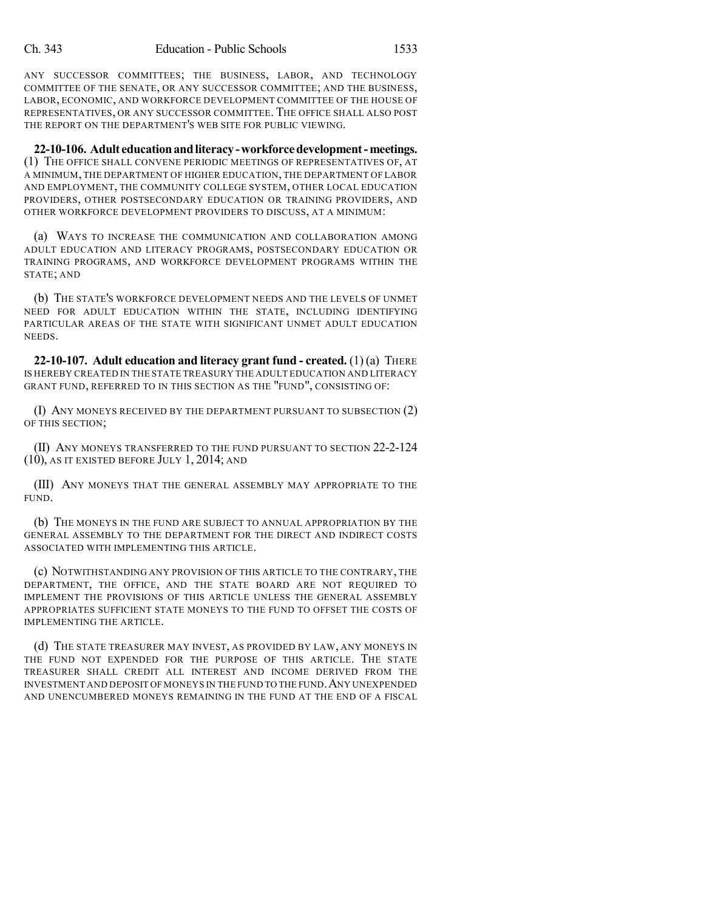ANY SUCCESSOR COMMITTEES; THE BUSINESS, LABOR, AND TECHNOLOGY COMMITTEE OF THE SENATE, OR ANY SUCCESSOR COMMITTEE; AND THE BUSINESS, LABOR, ECONOMIC, AND WORKFORCE DEVELOPMENT COMMITTEE OF THE HOUSE OF REPRESENTATIVES, OR ANY SUCCESSOR COMMITTEE. THE OFFICE SHALL ALSO POST THE REPORT ON THE DEPARTMENT'S WEB SITE FOR PUBLIC VIEWING.

**22-10-106. Adult education and literacy - workforce development - meetings.** (1) THE OFFICE SHALL CONVENE PERIODIC MEETINGS OF REPRESENTATIVES OF, AT A MINIMUM, THE DEPARTMENT OF HIGHER EDUCATION, THE DEPARTMENT OF LABOR AND EMPLOYMENT, THE COMMUNITY COLLEGE SYSTEM, OTHER LOCAL EDUCATION PROVIDERS, OTHER POSTSECONDARY EDUCATION OR TRAINING PROVIDERS, AND OTHER WORKFORCE DEVELOPMENT PROVIDERS TO DISCUSS, AT A MINIMUM:

(a) WAYS TO INCREASE THE COMMUNICATION AND COLLABORATION AMONG ADULT EDUCATION AND LITERACY PROGRAMS, POSTSECONDARY EDUCATION OR TRAINING PROGRAMS, AND WORKFORCE DEVELOPMENT PROGRAMS WITHIN THE STATE; AND

(b) THE STATE'S WORKFORCE DEVELOPMENT NEEDS AND THE LEVELS OF UNMET NEED FOR ADULT EDUCATION WITHIN THE STATE, INCLUDING IDENTIFYING PARTICULAR AREAS OF THE STATE WITH SIGNIFICANT UNMET ADULT EDUCATION NEEDS.

**22-10-107. Adult education and literacy grant fund - created.** (1) (a) THERE IS HEREBY CREATED IN THE STATE TREASURY THE ADULT EDUCATION AND LITERACY GRANT FUND, REFERRED TO IN THIS SECTION AS THE "FUND", CONSISTING OF:

(I) ANY MONEYS RECEIVED BY THE DEPARTMENT PURSUANT TO SUBSECTION (2) OF THIS SECTION;

(II) ANY MONEYS TRANSFERRED TO THE FUND PURSUANT TO SECTION 22-2-124 (10), AS IT EXISTED BEFORE JULY 1, 2014; AND

(III) ANY MONEYS THAT THE GENERAL ASSEMBLY MAY APPROPRIATE TO THE FUND.

(b) THE MONEYS IN THE FUND ARE SUBJECT TO ANNUAL APPROPRIATION BY THE GENERAL ASSEMBLY TO THE DEPARTMENT FOR THE DIRECT AND INDIRECT COSTS ASSOCIATED WITH IMPLEMENTING THIS ARTICLE.

(c) NOTWITHSTANDING ANY PROVISION OF THIS ARTICLE TO THE CONTRARY, THE DEPARTMENT, THE OFFICE, AND THE STATE BOARD ARE NOT REQUIRED TO IMPLEMENT THE PROVISIONS OF THIS ARTICLE UNLESS THE GENERAL ASSEMBLY APPROPRIATES SUFFICIENT STATE MONEYS TO THE FUND TO OFFSET THE COSTS OF IMPLEMENTING THE ARTICLE.

(d) THE STATE TREASURER MAY INVEST, AS PROVIDED BY LAW, ANY MONEYS IN THE FUND NOT EXPENDED FOR THE PURPOSE OF THIS ARTICLE. THE STATE TREASURER SHALL CREDIT ALL INTEREST AND INCOME DERIVED FROM THE INVESTMENT AND DEPOSIT OF MONEYS IN THE FUND TO THE FUND. ANY UNEXPENDED AND UNENCUMBERED MONEYS REMAINING IN THE FUND AT THE END OF A FISCAL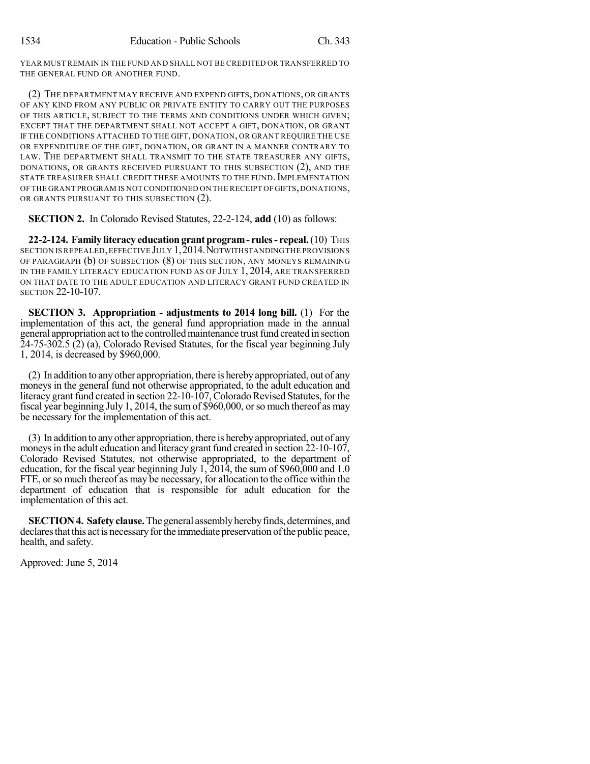YEAR MUST REMAIN IN THE FUND AND SHALL NOT BE CREDITED OR TRANSFERRED TO THE GENERAL FUND OR ANOTHER FUND.

(2) THE DEPARTMENT MAY RECEIVE AND EXPEND GIFTS, DONATIONS, OR GRANTS OF ANY KIND FROM ANY PUBLIC OR PRIVATE ENTITY TO CARRY OUT THE PURPOSES OF THIS ARTICLE, SUBJECT TO THE TERMS AND CONDITIONS UNDER WHICH GIVEN; EXCEPT THAT THE DEPARTMENT SHALL NOT ACCEPT A GIFT, DONATION, OR GRANT IF THE CONDITIONS ATTACHED TO THE GIFT, DONATION, OR GRANT REQUIRE THE USE OR EXPENDITURE OF THE GIFT, DONATION, OR GRANT IN A MANNER CONTRARY TO LAW. THE DEPARTMENT SHALL TRANSMIT TO THE STATE TREASURER ANY GIFTS, DONATIONS, OR GRANTS RECEIVED PURSUANT TO THIS SUBSECTION (2), AND THE STATE TREASURER SHALL CREDIT THESE AMOUNTS TO THE FUND. IMPLEMENTATION OF THE GRANT PROGRAM IS NOT CONDITIONED ON THE RECEIPT OF GIFTS, DONATIONS, OR GRANTS PURSUANT TO THIS SUBSECTION (2).

**SECTION 2.** In Colorado Revised Statutes, 22-2-124, **add** (10) as follows:

**22-2-124. Family literacy education grant program - rules - repeal.** (10) THIS SECTION IS REPEALED, EFFECTIVE JULY 1, 2014. NOTWITHSTANDING THE PROVISIONS OF PARAGRAPH (b) OF SUBSECTION (8) OF THIS SECTION, ANY MONEYS REMAINING IN THE FAMILY LITERACY EDUCATION FUND AS OF JULY 1, 2014, ARE TRANSFERRED ON THAT DATE TO THE ADULT EDUCATION AND LITERACY GRANT FUND CREATED IN SECTION 22-10-107.

**SECTION 3. Appropriation - adjustments to 2014 long bill.** (1) For the implementation of this act, the general fund appropriation made in the annual general appropriation act to the controlled maintenance trust fund created in section 24-75-302.5 (2) (a), Colorado Revised Statutes, for the fiscal year beginning July 1, 2014, is decreased by $960,000.

(2) In addition to any other appropriation, there is hereby appropriated, out of any moneys in the general fund not otherwise appropriated, to the adult education and literacy grant fund created in section 22-10-107, Colorado Revised Statutes, for the fiscal year beginning July 1, 2014, the sum of $960,000, or so much thereof as may be necessary for the implementation of this act.

(3) In addition to any other appropriation, there is hereby appropriated, out of any moneys in the adult education and literacy grant fund created in section 22-10-107, Colorado Revised Statutes, not otherwise appropriated, to the department of education, for the fiscal year beginning July 1, 2014, the sum of $960,000 and 1.0 FTE, or so much thereof as may be necessary, for allocation to the office within the department of education that is responsible for adult education for the implementation of this act.

**SECTION 4. Safety clause.** The general assembly hereby finds, determines, and declares that this act is necessary for the immediate preservation of the public peace, health, and safety.

Approved: June 5, 2014